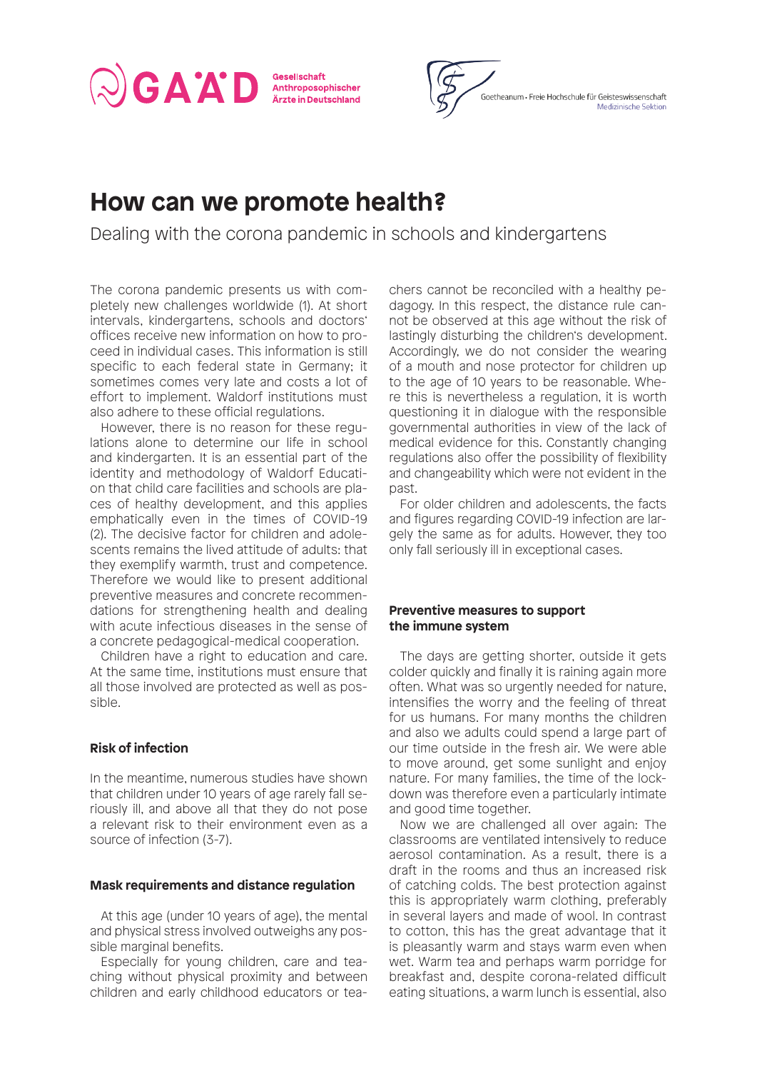GAÄD Gesellschaft Anthroposophischer Ärzte in Deutschland

Goetheanum · Freie Hochschule für Geisteswissenschaft
Medizinische Sektion

# How can we promote health?

Dealing with the corona pandemic in schools and kindergartens

The corona pandemic presents us with completely new challenges worldwide (1). At short intervals, kindergartens, schools and doctors' offices receive new information on how to proceed in individual cases. This information is still specific to each federal state in Germany; it sometimes comes very late and costs a lot of effort to implement. Waldorf institutions must also adhere to these official regulations.

However, there is no reason for these regulations alone to determine our life in school and kindergarten. It is an essential part of the identity and methodology of Waldorf Education that child care facilities and schools are places of healthy development, and this applies emphatically even in the times of COVID-19 (2). The decisive factor for children and adolescents remains the lived attitude of adults: that they exemplify warmth, trust and competence. Therefore we would like to present additional preventive measures and concrete recommendations for strengthening health and dealing with acute infectious diseases in the sense of a concrete pedagogical-medical cooperation.

Children have a right to education and care. At the same time, institutions must ensure that all those involved are protected as well as possible.

### Risk of infection

In the meantime, numerous studies have shown that children under 10 years of age rarely fall seriously ill, and above all that they do not pose a relevant risk to their environment even as a source of infection (3-7).

### Mask requirements and distance regulation

At this age (under 10 years of age), the mental and physical stress involved outweighs any possible marginal benefits.

Especially for young children, care and teaching without physical proximity and between children and early childhood educators or teachers cannot be reconciled with a healthy pedagogy. In this respect, the distance rule cannot be observed at this age without the risk of lastingly disturbing the children's development. Accordingly, we do not consider the wearing of a mouth and nose protector for children up to the age of 10 years to be reasonable. Where this is nevertheless a regulation, it is worth questioning it in dialogue with the responsible governmental authorities in view of the lack of medical evidence for this. Constantly changing regulations also offer the possibility of flexibility and changeability which were not evident in the past.

For older children and adolescents, the facts and figures regarding COVID-19 infection are largely the same as for adults. However, they too only fall seriously ill in exceptional cases.

### Preventive measures to support the immune system

The days are getting shorter, outside it gets colder quickly and finally it is raining again more often. What was so urgently needed for nature, intensifies the worry and the feeling of threat for us humans. For many months the children and also we adults could spend a large part of our time outside in the fresh air. We were able to move around, get some sunlight and enjoy nature. For many families, the time of the lockdown was therefore even a particularly intimate and good time together.

Now we are challenged all over again: The classrooms are ventilated intensively to reduce aerosol contamination. As a result, there is a draft in the rooms and thus an increased risk of catching colds. The best protection against this is appropriately warm clothing, preferably in several layers and made of wool. In contrast to cotton, this has the great advantage that it is pleasantly warm and stays warm even when wet. Warm tea and perhaps warm porridge for breakfast and, despite corona-related difficult eating situations, a warm lunch is essential, also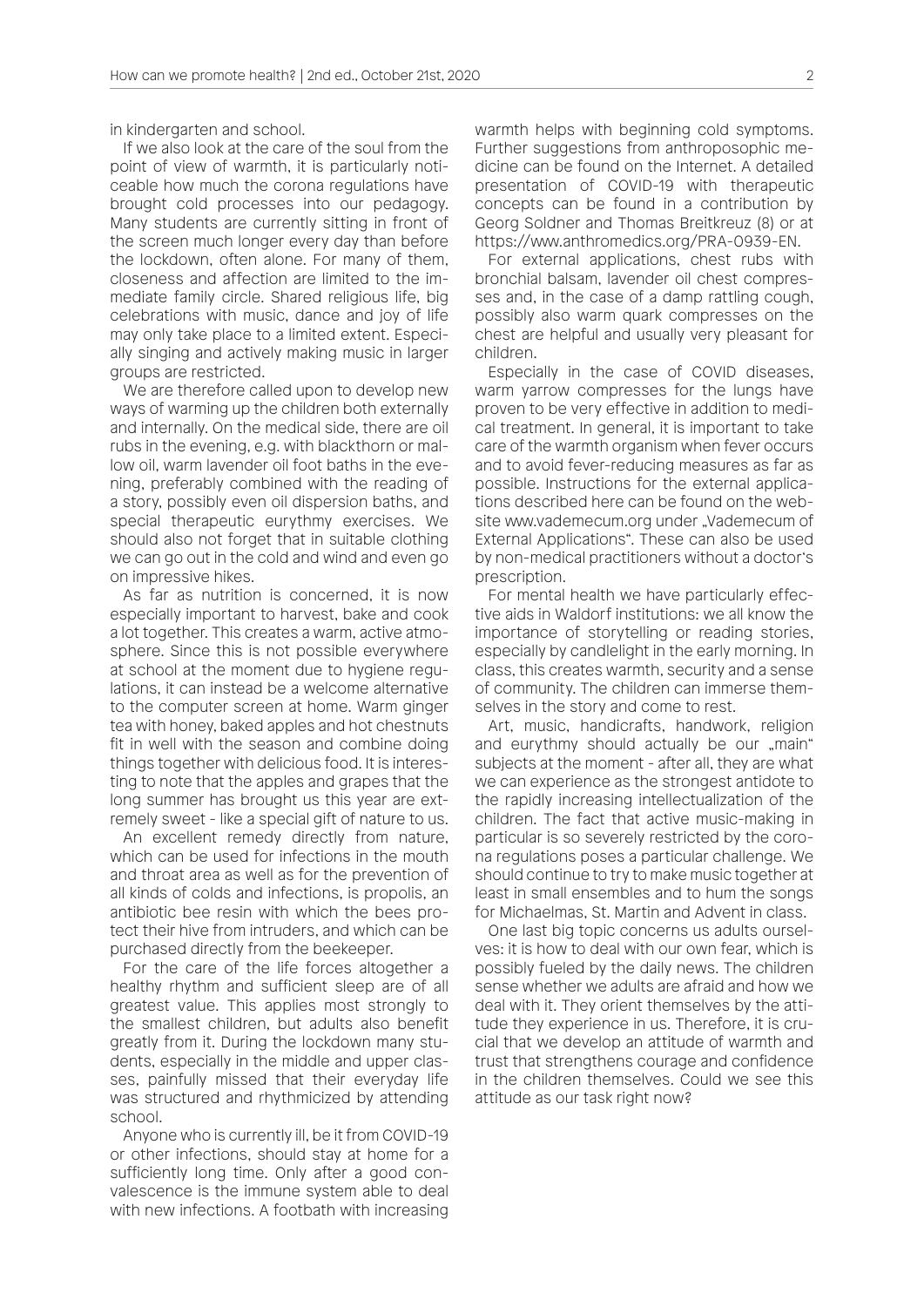in kindergarten and school.

If we also look at the care of the soul from the point of view of warmth, it is particularly noticeable how much the corona regulations have brought cold processes into our pedagogy. Many students are currently sitting in front of the screen much longer every day than before the lockdown, often alone. For many of them, closeness and affection are limited to the immediate family circle. Shared religious life, big celebrations with music, dance and joy of life may only take place to a limited extent. Especially singing and actively making music in larger groups are restricted.

We are therefore called upon to develop new ways of warming up the children both externally and internally. On the medical side, there are oil rubs in the evening, e.g. with blackthorn or mallow oil, warm lavender oil foot baths in the evening, preferably combined with the reading of a story, possibly even oil dispersion baths, and special therapeutic eurythmy exercises. We should also not forget that in suitable clothing we can go out in the cold and wind and even go on impressive hikes.

As far as nutrition is concerned, it is now especially important to harvest, bake and cook a lot together. This creates a warm, active atmosphere. Since this is not possible everywhere at school at the moment due to hygiene regulations, it can instead be a welcome alternative to the computer screen at home. Warm ginger tea with honey, baked apples and hot chestnuts fit in well with the season and combine doing things together with delicious food. It is interesting to note that the apples and grapes that the long summer has brought us this year are extremely sweet - like a special gift of nature to us.

An excellent remedy directly from nature, which can be used for infections in the mouth and throat area as well as for the prevention of all kinds of colds and infections, is propolis, an antibiotic bee resin with which the bees protect their hive from intruders, and which can be purchased directly from the beekeeper.

For the care of the life forces altogether a healthy rhythm and sufficient sleep are of all greatest value. This applies most strongly to the smallest children, but adults also benefit greatly from it. During the lockdown many students, especially in the middle and upper classes, painfully missed that their everyday life was structured and rhythmicized by attending school.

Anyone who is currently ill, be it from COVID-19 or other infections, should stay at home for a sufficiently long time. Only after a good convalescence is the immune system able to deal with new infections. A footbath with increasing warmth helps with beginning cold symptoms. Further suggestions from anthroposophic medicine can be found on the Internet. A detailed presentation of COVID-19 with therapeutic concepts can be found in a contribution by Georg Soldner and Thomas Breitkreuz (8) or at https://www.anthromedics.org/PRA-0939-EN.

For external applications, chest rubs with bronchial balsam, lavender oil chest compresses and, in the case of a damp rattling cough, possibly also warm quark compresses on the chest are helpful and usually very pleasant for children.

Especially in the case of COVID diseases, warm yarrow compresses for the lungs have proven to be very effective in addition to medical treatment. In general, it is important to take care of the warmth organism when fever occurs and to avoid fever-reducing measures as far as possible. Instructions for the external applications described here can be found on the website www.vademecum.org under „Vademecum of External Applications". These can also be used by non-medical practitioners without a doctor's prescription.

For mental health we have particularly effective aids in Waldorf institutions: we all know the importance of storytelling or reading stories, especially by candlelight in the early morning. In class, this creates warmth, security and a sense of community. The children can immerse themselves in the story and come to rest.

Art, music, handicrafts, handwork, religion and eurythmy should actually be our „main" subjects at the moment - after all, they are what we can experience as the strongest antidote to the rapidly increasing intellectualization of the children. The fact that active music-making in particular is so severely restricted by the corona regulations poses a particular challenge. We should continue to try to make music together at least in small ensembles and to hum the songs for Michaelmas, St. Martin and Advent in class.

One last big topic concerns us adults ourselves: it is how to deal with our own fear, which is possibly fueled by the daily news. The children sense whether we adults are afraid and how we deal with it. They orient themselves by the attitude they experience in us. Therefore, it is crucial that we develop an attitude of warmth and trust that strengthens courage and confidence in the children themselves. Could we see this attitude as our task right now?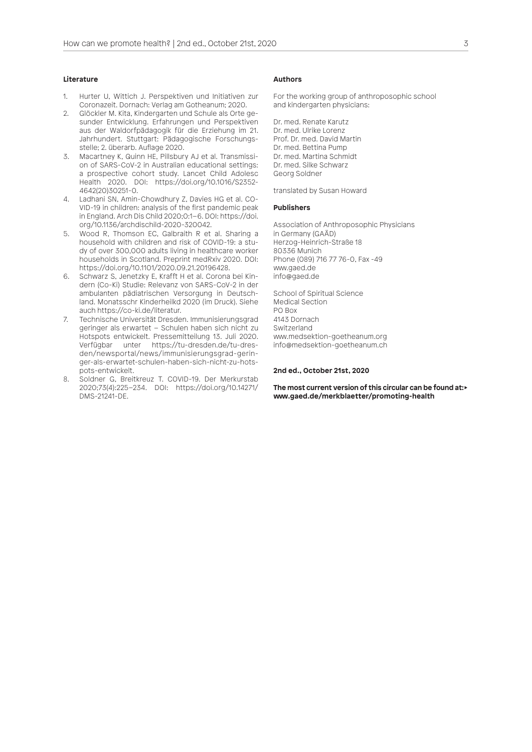**Literature**

1. Hurter U, Wittich J. Perspektiven und Initiativen zur Coronazeit. Dornach: Verlag am Goetheanum; 2020.
2. Glöckler M. Kita, Kindergarten und Schule als Orte gesunder Entwicklung. Erfahrungen und Perspektiven aus der Waldorfpädagogik für die Erziehung im 21. Jahrhundert. Stuttgart: Pädagogische Forschungsstelle; 2. überarb. Auflage 2020.
3. Macartney K, Quinn HE, Pillsbury AJ et al. Transmission of SARS-CoV-2 in Australian educational settings: a prospective cohort study. Lancet Child Adolesc Health 2020. DOI: https://doi.org/10.1016/S2352-4642(20)30251-0.
4. Ladhani SN, Amin-Chowdhury Z, Davies HG et al. COVID-19 in children: analysis of the first pandemic peak in England. Arch Dis Child 2020;0:1–6. DOI: https://doi.org/10.1136/archdischild-2020-320042.
5. Wood R, Thomson EC, Galbraith R et al. Sharing a household with children and risk of COVID-19: a study of over 300,000 adults living in healthcare worker households in Scotland. Preprint medRxiv 2020. DOI: https://doi.org/10.1101/2020.09.21.20196428.
6. Schwarz S, Jenetzky E, Krafft H et al. Corona bei Kindern (Co-Ki) Studie: Relevanz von SARS-CoV-2 in der ambulanten pädiatrischen Versorgung in Deutschland. Monatsschr Kinderheilkd 2020 (im Druck). Siehe auch https://co-ki.de/literatur.
7. Technische Universität Dresden. Immunisierungsgrad geringer als erwartet – Schulen haben sich nicht zu Hotspots entwickelt. Pressemitteilung 13. Juli 2020. Verfügbar unter https://tu-dresden.de/tu-dresden/newsportal/news/immunisierungsgrad-geringer-als-erwartet-schulen-haben-sich-nicht-zu-hotspots-entwickelt.
8. Soldner G, Breitkreuz T. COVID-19. Der Merkurstab 2020;73(4):225–234. DOI: https://doi.org/10.14271/DMS-21241-DE.

**Authors**

For the working group of anthroposophic school and kindergarten physicians:

Dr. med. Renate Karutz
Dr. med. Ulrike Lorenz
Prof. Dr. med. David Martin
Dr. med. Bettina Pump
Dr. med. Martina Schmidt
Dr. med. Silke Schwarz
Georg Soldner

translated by Susan Howard

**Publishers**

Association of Anthroposophic Physicians
in Germany (GAÄD)
Herzog-Heinrich-Straße 18
80336 Munich
Phone (089) 716 77 76-0, Fax -49
www.gaed.de
info@gaed.de

School of Spiritual Science
Medical Section
PO Box
4143 Dornach
Switzerland
www.medsektion-goetheanum.org
info@medsektion-goetheanum.ch

**2nd ed., October 21st, 2020**

**The most current version of this circular can be found at:▸ www.gaed.de/merkblaetter/promoting-health**